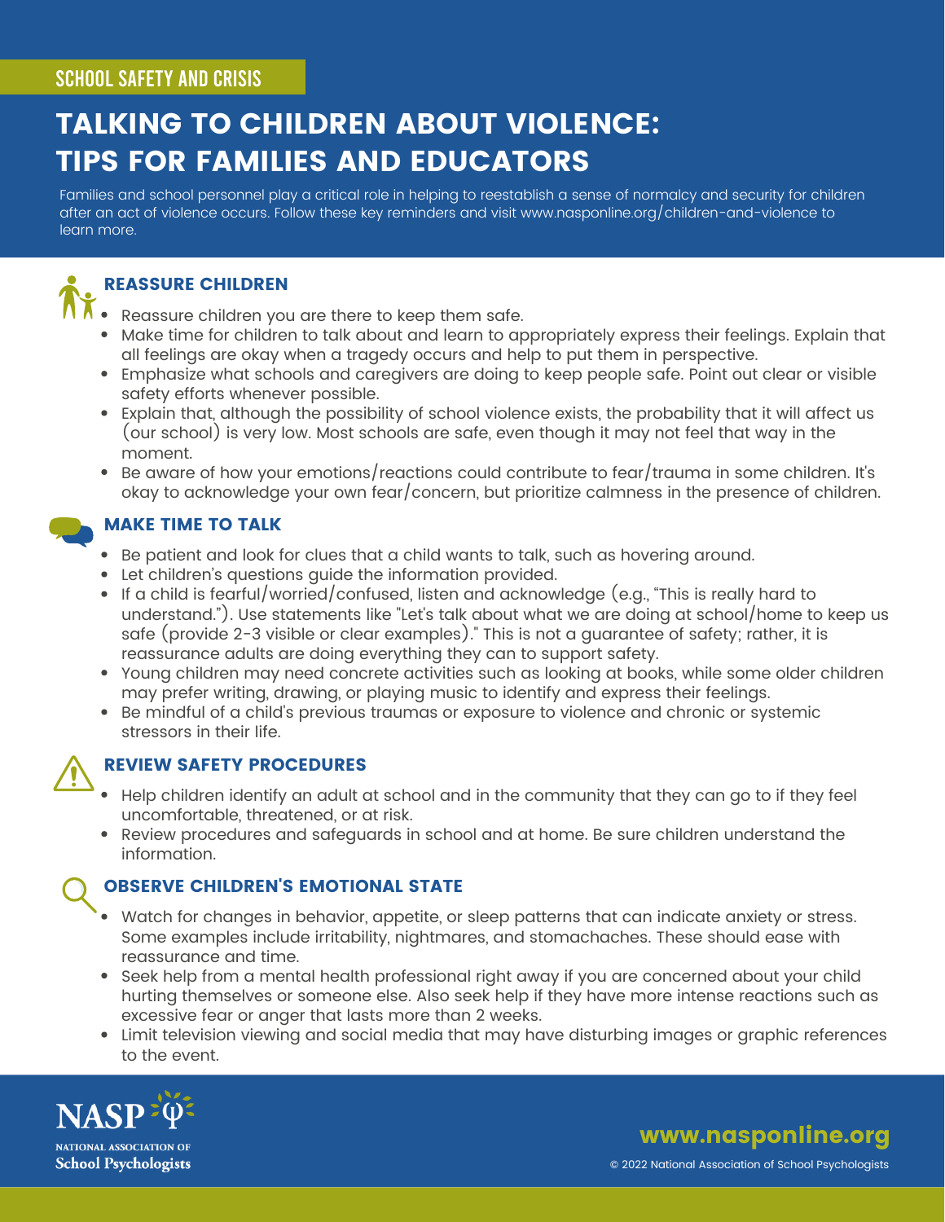SCHOOL SAFETY AND CRISIS

# TALKING TO CHILDREN ABOUT VIOLENCE: TIPS FOR FAMILIES AND EDUCATORS

Families and school personnel play a critical role in helping to reestablish a sense of normalcy and security for children after an act of violence occurs. Follow these key reminders and visit www.nasponline.org/children-and-violence to learn more.

## REASSURE CHILDREN

- Reassure children you are there to keep them safe.
- Make time for children to talk about and learn to appropriately express their feelings. Explain that all feelings are okay when a tragedy occurs and help to put them in perspective.
- Emphasize what schools and caregivers are doing to keep people safe. Point out clear or visible safety efforts whenever possible.
- Explain that, although the possibility of school violence exists, the probability that it will affect us (our school) is very low. Most schools are safe, even though it may not feel that way in the moment.
- Be aware of how your emotions/reactions could contribute to fear/trauma in some children. It's okay to acknowledge your own fear/concern, but prioritize calmness in the presence of children.

## MAKE TIME TO TALK

- Be patient and look for clues that a child wants to talk, such as hovering around.
- Let children's questions guide the information provided.
- If a child is fearful/worried/confused, listen and acknowledge (e.g., "This is really hard to understand."). Use statements like "Let's talk about what we are doing at school/home to keep us safe (provide 2-3 visible or clear examples)." This is not a guarantee of safety; rather, it is reassurance adults are doing everything they can to support safety.
- Young children may need concrete activities such as looking at books, while some older children may prefer writing, drawing, or playing music to identify and express their feelings.
- Be mindful of a child's previous traumas or exposure to violence and chronic or systemic stressors in their life.

## REVIEW SAFETY PROCEDURES

- Help children identify an adult at school and in the community that they can go to if they feel uncomfortable, threatened, or at risk.
- Review procedures and safeguards in school and at home. Be sure children understand the information.

## OBSERVE CHILDREN'S EMOTIONAL STATE

- Watch for changes in behavior, appetite, or sleep patterns that can indicate anxiety or stress. Some examples include irritability, nightmares, and stomachaches. These should ease with reassurance and time.
- Seek help from a mental health professional right away if you are concerned about your child hurting themselves or someone else. Also seek help if they have more intense reactions such as excessive fear or anger that lasts more than 2 weeks.
- Limit television viewing and social media that may have disturbing images or graphic references to the event.

NASP NATIONAL ASSOCIATION OF School Psychologists

www.nasponline.org

© 2022 National Association of School Psychologists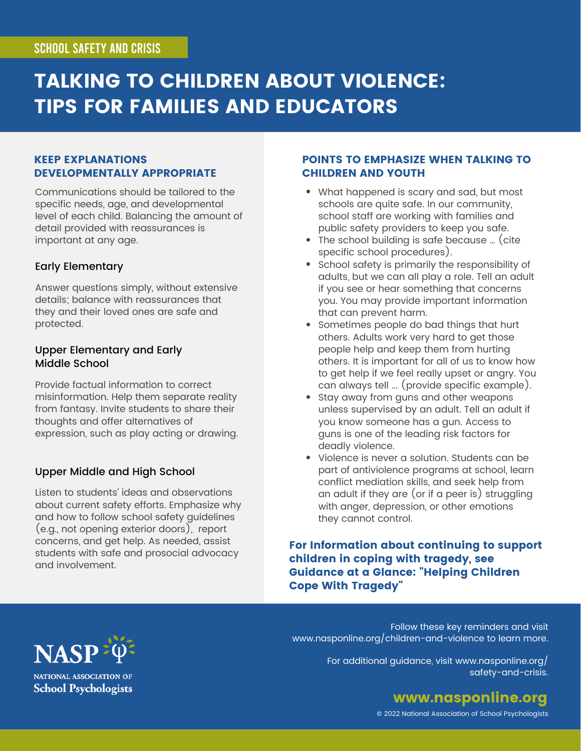SCHOOL SAFETY AND CRISIS

# TALKING TO CHILDREN ABOUT VIOLENCE: TIPS FOR FAMILIES AND EDUCATORS

## KEEP EXPLANATIONS DEVELOPMENTALLY APPROPRIATE

Communications should be tailored to the specific needs, age, and developmental level of each child. Balancing the amount of detail provided with reassurances is important at any age.

### Early Elementary

Answer questions simply, without extensive details; balance with reassurances that they and their loved ones are safe and protected.

### Upper Elementary and Early Middle School

Provide factual information to correct misinformation. Help them separate reality from fantasy. Invite students to share their thoughts and offer alternatives of expression, such as play acting or drawing.

### Upper Middle and High School

Listen to students' ideas and observations about current safety efforts. Emphasize why and how to follow school safety guidelines (e.g., not opening exterior doors), report concerns, and get help. As needed, assist students with safe and prosocial advocacy and involvement.

## POINTS TO EMPHASIZE WHEN TALKING TO CHILDREN AND YOUTH

- What happened is scary and sad, but most schools are quite safe. In our community, school staff are working with families and public safety providers to keep you safe.
- The school building is safe because ... (cite specific school procedures).
- School safety is primarily the responsibility of adults, but we can all play a role. Tell an adult if you see or hear something that concerns you. You may provide important information that can prevent harm.
- Sometimes people do bad things that hurt others. Adults work very hard to get those people help and keep them from hurting others. It is important for all of us to know how to get help if we feel really upset or angry. You can always tell ... (provide specific example).
- Stay away from guns and other weapons unless supervised by an adult. Tell an adult if you know someone has a gun. Access to guns is one of the leading risk factors for deadly violence.
- Violence is never a solution. Students can be part of antiviolence programs at school, learn conflict mediation skills, and seek help from an adult if they are (or if a peer is) struggling with anger, depression, or other emotions they cannot control.

**For Information about continuing to support children in coping with tragedy, see Guidance at a Glance: "Helping Children Cope With Tragedy"**

NASP NATIONAL ASSOCIATION OF School Psychologists

Follow these key reminders and visit www.nasponline.org/children-and-violence to learn more.

For additional guidance, visit www.nasponline.org/safety-and-crisis.

**www.nasponline.org**

© 2022 National Association of School Psychologists